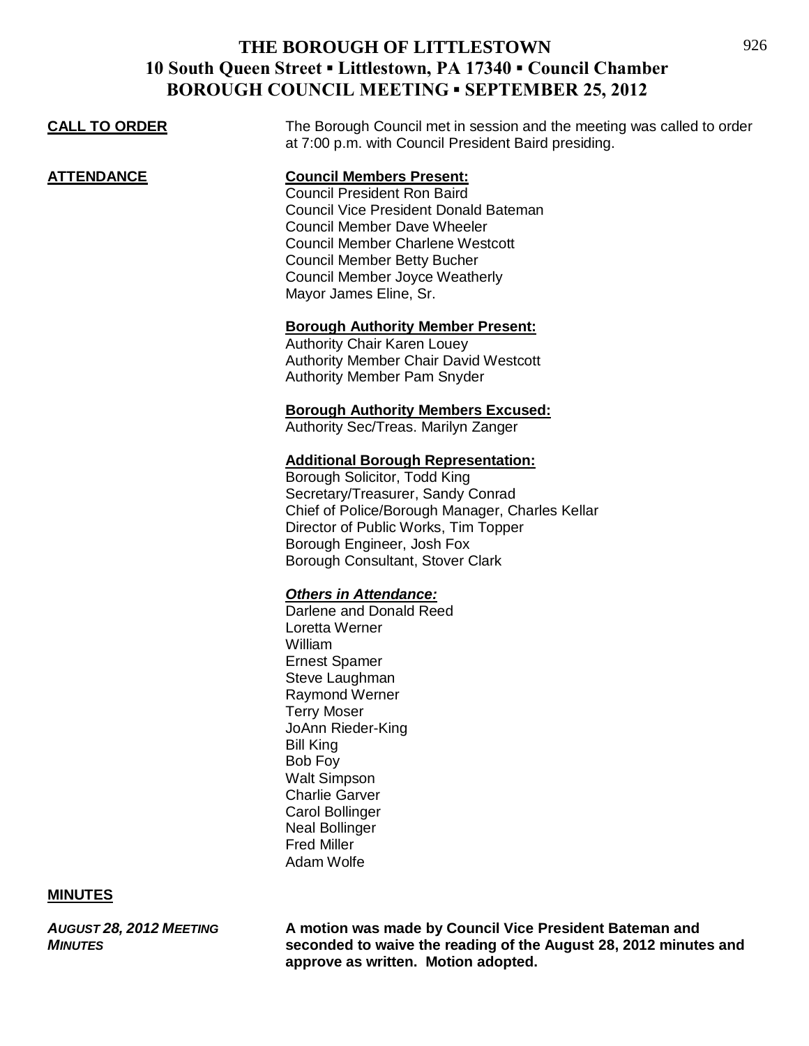# THE BOROUGH OF LITTLESTOWN
## 10 South Queen Street ▪ Littlestown, PA 17340 ▪ Council Chamber
## BOROUGH COUNCIL MEETING ▪ SEPTEMBER 25, 2012

**CALL TO ORDER**

The Borough Council met in session and the meeting was called to order at 7:00 p.m. with Council President Baird presiding.

**ATTENDANCE**

**Council Members Present:**
Council President Ron Baird
Council Vice President Donald Bateman
Council Member Dave Wheeler
Council Member Charlene Westcott
Council Member Betty Bucher
Council Member Joyce Weatherly
Mayor James Eline, Sr.

**Borough Authority Member Present:**
Authority Chair Karen Louey
Authority Member Chair David Westcott
Authority Member Pam Snyder

**Borough Authority Members Excused:**
Authority Sec/Treas. Marilyn Zanger

**Additional Borough Representation:**
Borough Solicitor, Todd King
Secretary/Treasurer, Sandy Conrad
Chief of Police/Borough Manager, Charles Kellar
Director of Public Works, Tim Topper
Borough Engineer, Josh Fox
Borough Consultant, Stover Clark

***Others in Attendance:***
Darlene and Donald Reed
Loretta Werner
William
Ernest Spamer
Steve Laughman
Raymond Werner
Terry Moser
JoAnn Rieder-King
Bill King
Bob Foy
Walt Simpson
Charlie Garver
Carol Bollinger
Neal Bollinger
Fred Miller
Adam Wolfe

**MINUTES**

***AUGUST 28, 2012 MEETING MINUTES***

**A motion was made by Council Vice President Bateman and seconded to waive the reading of the August 28, 2012 minutes and approve as written. Motion adopted.**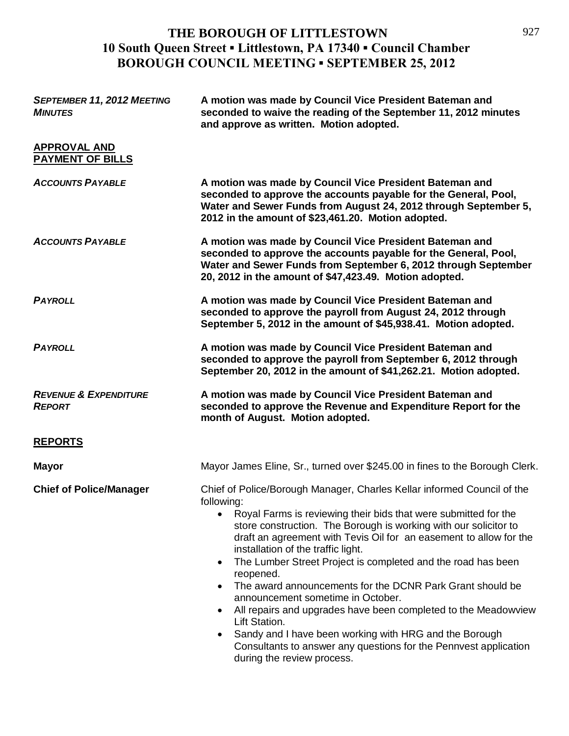# THE BOROUGH OF LITTLESTOWN
## 10 South Queen Street ▪ Littlestown, PA 17340 ▪ Council Chamber
## BOROUGH COUNCIL MEETING ▪ SEPTEMBER 25, 2012

***SEPTEMBER 11, 2012 MEETING MINUTES***

**A motion was made by Council Vice President Bateman and seconded to waive the reading of the September 11, 2012 minutes and approve as written. Motion adopted.**

**APPROVAL AND PAYMENT OF BILLS**

***ACCOUNTS PAYABLE***

**A motion was made by Council Vice President Bateman and seconded to approve the accounts payable for the General, Pool, Water and Sewer Funds from August 24, 2012 through September 5, 2012 in the amount of $23,461.20. Motion adopted.**

***ACCOUNTS PAYABLE***

**A motion was made by Council Vice President Bateman and seconded to approve the accounts payable for the General, Pool, Water and Sewer Funds from September 6, 2012 through September 20, 2012 in the amount of $47,423.49. Motion adopted.**

***PAYROLL***

**A motion was made by Council Vice President Bateman and seconded to approve the payroll from August 24, 2012 through September 5, 2012 in the amount of $45,938.41. Motion adopted.**

***PAYROLL***

**A motion was made by Council Vice President Bateman and seconded to approve the payroll from September 6, 2012 through September 20, 2012 in the amount of $41,262.21. Motion adopted.**

***REVENUE & EXPENDITURE REPORT***

**A motion was made by Council Vice President Bateman and seconded to approve the Revenue and Expenditure Report for the month of August. Motion adopted.**

**REPORTS**

**Mayor**

Mayor James Eline, Sr., turned over $245.00 in fines to the Borough Clerk.

**Chief of Police/Manager**

Chief of Police/Borough Manager, Charles Kellar informed Council of the following:

- Royal Farms is reviewing their bids that were submitted for the store construction. The Borough is working with our solicitor to draft an agreement with Tevis Oil for an easement to allow for the installation of the traffic light.
- The Lumber Street Project is completed and the road has been reopened.
- The award announcements for the DCNR Park Grant should be announcement sometime in October.
- All repairs and upgrades have been completed to the Meadowview Lift Station.
- Sandy and I have been working with HRG and the Borough Consultants to answer any questions for the Pennvest application during the review process.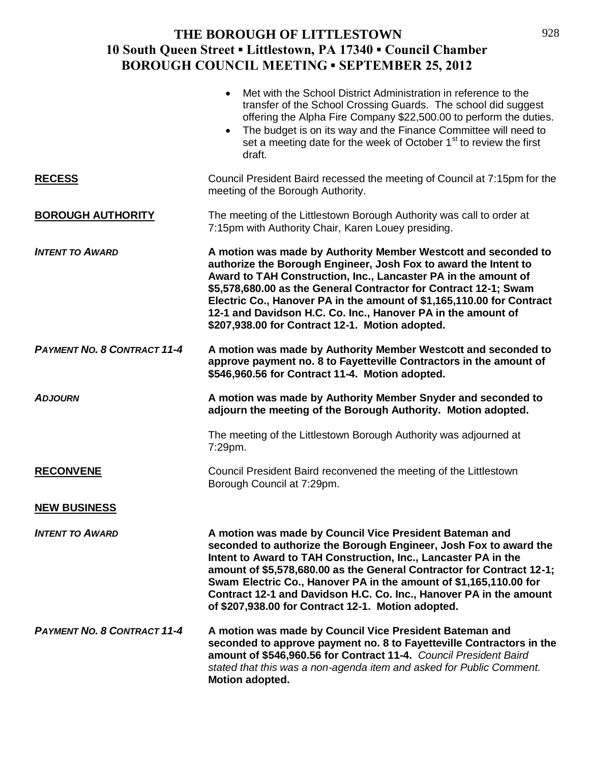- Met with the School District Administration in reference to the transfer of the School Crossing Guards. The school did suggest offering the Alpha Fire Company $22,500.00 to perform the duties.
- The budget is on its way and the Finance Committee will need to set a meeting date for the week of October 1st to review the first draft.

**RECESS** Council President Baird recessed the meeting of Council at 7:15pm for the meeting of the Borough Authority.

**BOROUGH AUTHORITY** The meeting of the Littlestown Borough Authority was call to order at 7:15pm with Authority Chair, Karen Louey presiding.

***INTENT TO AWARD*** **A motion was made by Authority Member Westcott and seconded to authorize the Borough Engineer, Josh Fox to award the Intent to Award to TAH Construction, Inc., Lancaster PA in the amount of $5,578,680.00 as the General Contractor for Contract 12-1; Swam Electric Co., Hanover PA in the amount of $1,165,110.00 for Contract 12-1 and Davidson H.C. Co. Inc., Hanover PA in the amount of $207,938.00 for Contract 12-1. Motion adopted.**

***PAYMENT NO. 8 CONTRACT 11-4*** **A motion was made by Authority Member Westcott and seconded to approve payment no. 8 to Fayetteville Contractors in the amount of $546,960.56 for Contract 11-4. Motion adopted.**

***ADJOURN*** **A motion was made by Authority Member Snyder and seconded to adjourn the meeting of the Borough Authority. Motion adopted.**

The meeting of the Littlestown Borough Authority was adjourned at 7:29pm.

**RECONVENE** Council President Baird reconvened the meeting of the Littlestown Borough Council at 7:29pm.

**NEW BUSINESS**

***INTENT TO AWARD*** **A motion was made by Council Vice President Bateman and seconded to authorize the Borough Engineer, Josh Fox to award the Intent to Award to TAH Construction, Inc., Lancaster PA in the amount of $5,578,680.00 as the General Contractor for Contract 12-1; Swam Electric Co., Hanover PA in the amount of $1,165,110.00 for Contract 12-1 and Davidson H.C. Co. Inc., Hanover PA in the amount of $207,938.00 for Contract 12-1. Motion adopted.**

***PAYMENT NO. 8 CONTRACT 11-4*** **A motion was made by Council Vice President Bateman and seconded to approve payment no. 8 to Fayetteville Contractors in the amount of $546,960.56 for Contract 11-4.** *Council President Baird stated that this was a non-agenda item and asked for Public Comment.* **Motion adopted.**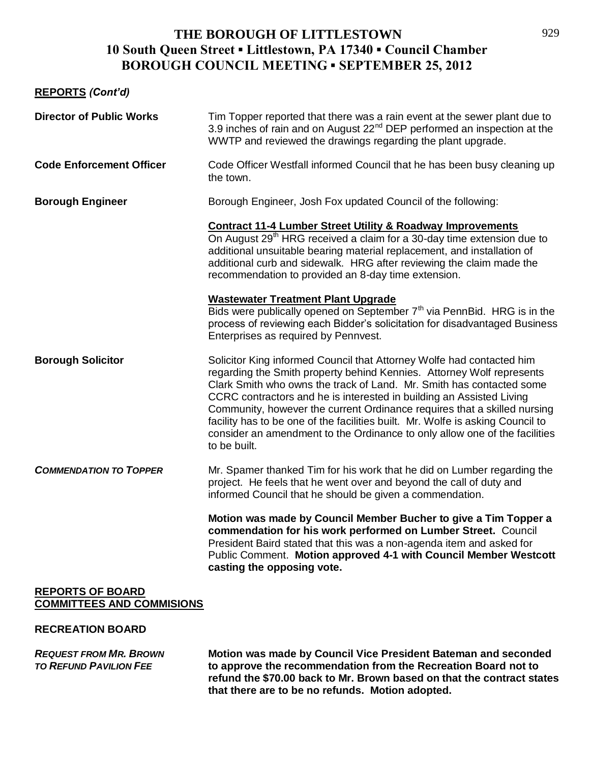# THE BOROUGH OF LITTLESTOWN
## 10 South Queen Street ▪ Littlestown, PA 17340 ▪ Council Chamber
## BOROUGH COUNCIL MEETING ▪ SEPTEMBER 25, 2012

**REPORTS *(Cont'd)***

**Director of Public Works** — Tim Topper reported that there was a rain event at the sewer plant due to 3.9 inches of rain and on August 22nd DEP performed an inspection at the WWTP and reviewed the drawings regarding the plant upgrade.

**Code Enforcement Officer** — Code Officer Westfall informed Council that he has been busy cleaning up the town.

**Borough Engineer** — Borough Engineer, Josh Fox updated Council of the following:

**Contract 11-4 Lumber Street Utility & Roadway Improvements**
On August 29th HRG received a claim for a 30-day time extension due to additional unsuitable bearing material replacement, and installation of additional curb and sidewalk. HRG after reviewing the claim made the recommendation to provided an 8-day time extension.

**Wastewater Treatment Plant Upgrade**
Bids were publically opened on September 7th via PennBid. HRG is in the process of reviewing each Bidder's solicitation for disadvantaged Business Enterprises as required by Pennvest.

**Borough Solicitor** — Solicitor King informed Council that Attorney Wolfe had contacted him regarding the Smith property behind Kennies. Attorney Wolf represents Clark Smith who owns the track of Land. Mr. Smith has contacted some CCRC contractors and he is interested in building an Assisted Living Community, however the current Ordinance requires that a skilled nursing facility has to be one of the facilities built. Mr. Wolfe is asking Council to consider an amendment to the Ordinance to only allow one of the facilities to be built.

***COMMENDATION TO TOPPER*** — Mr. Spamer thanked Tim for his work that he did on Lumber regarding the project. He feels that he went over and beyond the call of duty and informed Council that he should be given a commendation.

**Motion was made by Council Member Bucher to give a Tim Topper a commendation for his work performed on Lumber Street.** Council President Baird stated that this was a non-agenda item and asked for Public Comment. **Motion approved 4-1 with Council Member Westcott casting the opposing vote.**

**REPORTS OF BOARD COMMITTEES AND COMMISIONS**

**RECREATION BOARD**

***REQUEST FROM MR. BROWN TO REFUND PAVILION FEE*** — **Motion was made by Council Vice President Bateman and seconded to approve the recommendation from the Recreation Board not to refund the $70.00 back to Mr. Brown based on that the contract states that there are to be no refunds. Motion adopted.**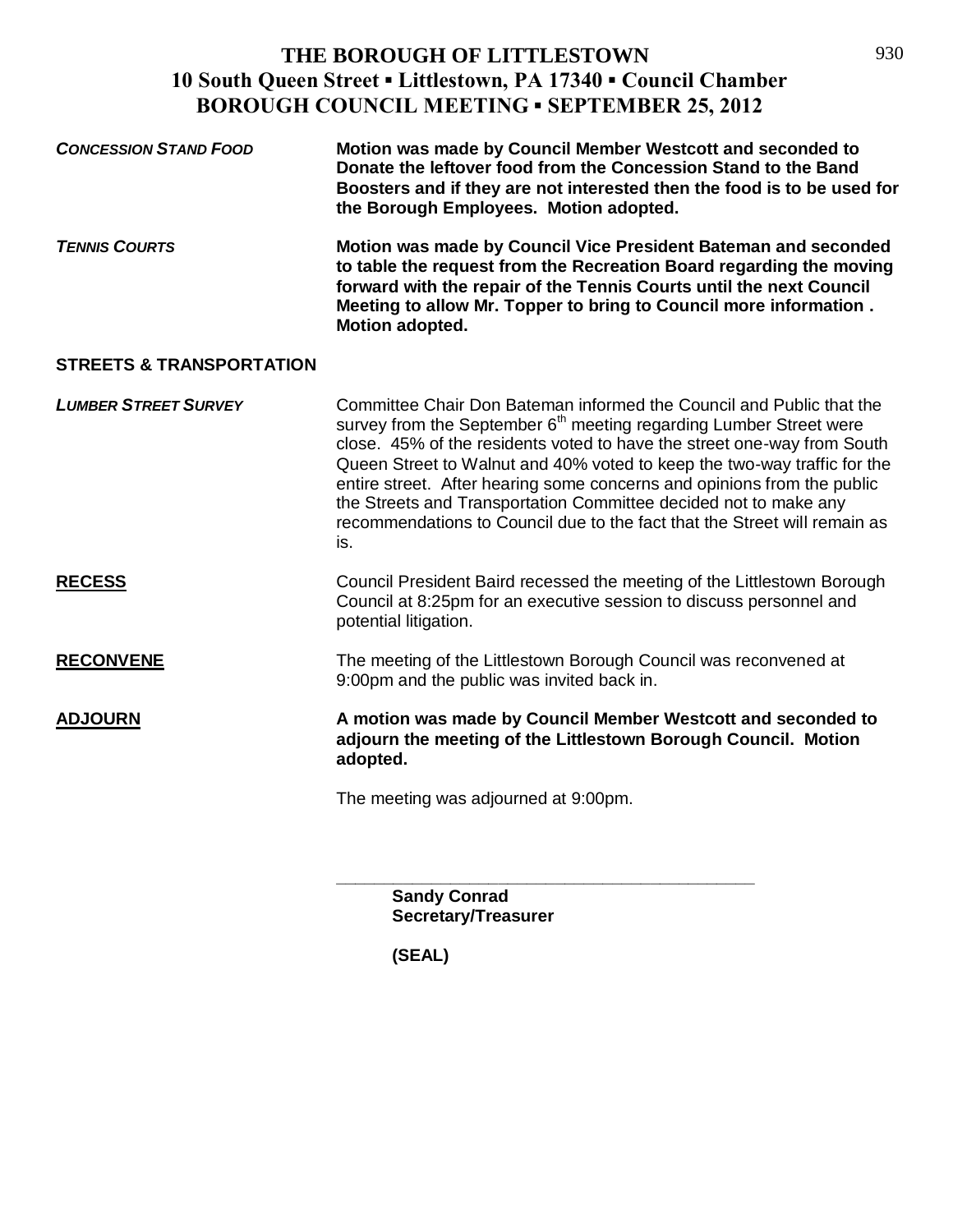***CONCESSION STAND FOOD*** **Motion was made by Council Member Westcott and seconded to Donate the leftover food from the Concession Stand to the Band Boosters and if they are not interested then the food is to be used for the Borough Employees. Motion adopted.**

***TENNIS COURTS*** **Motion was made by Council Vice President Bateman and seconded to table the request from the Recreation Board regarding the moving forward with the repair of the Tennis Courts until the next Council Meeting to allow Mr. Topper to bring to Council more information . Motion adopted.**

**STREETS & TRANSPORTATION**

***LUMBER STREET SURVEY*** Committee Chair Don Bateman informed the Council and Public that the survey from the September 6th meeting regarding Lumber Street were close. 45% of the residents voted to have the street one-way from South Queen Street to Walnut and 40% voted to keep the two-way traffic for the entire street. After hearing some concerns and opinions from the public the Streets and Transportation Committee decided not to make any recommendations to Council due to the fact that the Street will remain as is.

**RECESS** Council President Baird recessed the meeting of the Littlestown Borough Council at 8:25pm for an executive session to discuss personnel and potential litigation.

**RECONVENE** The meeting of the Littlestown Borough Council was reconvened at 9:00pm and the public was invited back in.

**ADJOURN** **A motion was made by Council Member Westcott and seconded to adjourn the meeting of the Littlestown Borough Council. Motion adopted.**

The meeting was adjourned at 9:00pm.

\_\_\_\_\_\_\_\_\_\_\_\_\_\_\_\_\_\_\_\_\_\_\_\_\_\_\_\_\_\_\_\_\_\_\_\_\_\_\_\_

**Sandy Conrad**
**Secretary/Treasurer**

**(SEAL)**